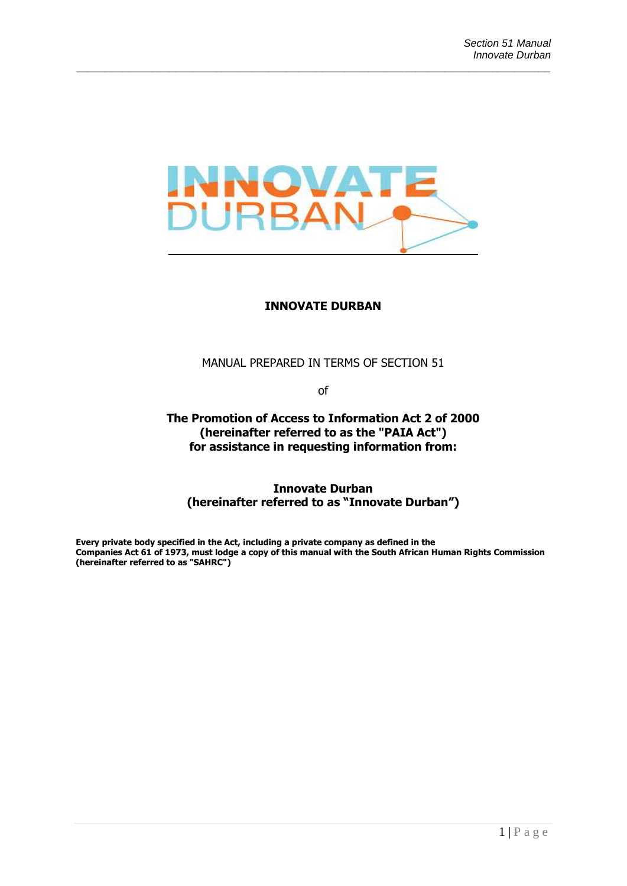# INNOVATE DURBAN

MANUAL PREPARED IN TERMS OF SECTION 51

of

**The Promotion of Access to Information Act 2 of 2000 (hereinafter referred to as the "PAIA Act") for assistance in requesting information from:**

**Innovate Durban (hereinafter referred to as "Innovate Durban")**

**Every private body specified in the Act, including a private company as defined in the Companies Act 61 of 1973, must lodge a copy of this manual with the South African Human Rights Commission (hereinafter referred to as "SAHRC")**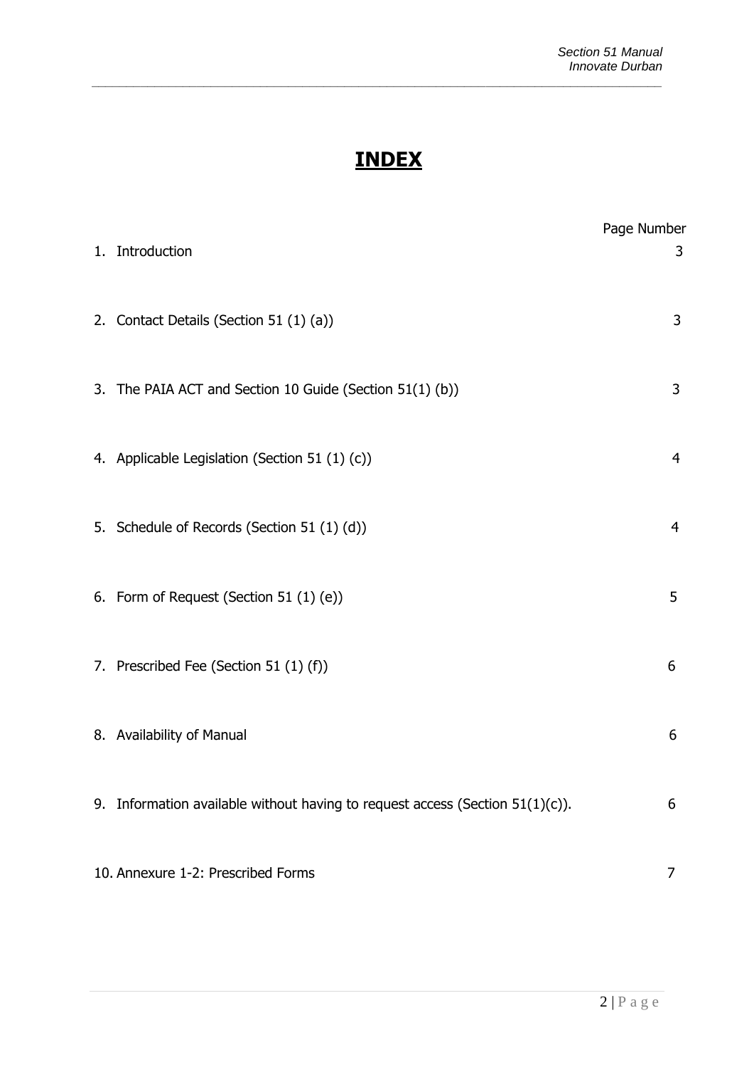# INDEX

| | Page Number |
|---|---|
| 1. Introduction | 3 |
| 2. Contact Details (Section 51 (1) (a)) | 3 |
| 3. The PAIA ACT and Section 10 Guide (Section 51(1) (b)) | 3 |
| 4. Applicable Legislation (Section 51 (1) (c)) | 4 |
| 5. Schedule of Records (Section 51 (1) (d)) | 4 |
| 6. Form of Request (Section 51 (1) (e)) | 5 |
| 7. Prescribed Fee (Section 51 (1) (f)) | 6 |
| 8. Availability of Manual | 6 |
| 9. Information available without having to request access (Section 51(1)(c)). | 6 |
| 10. Annexure 1-2: Prescribed Forms | 7 |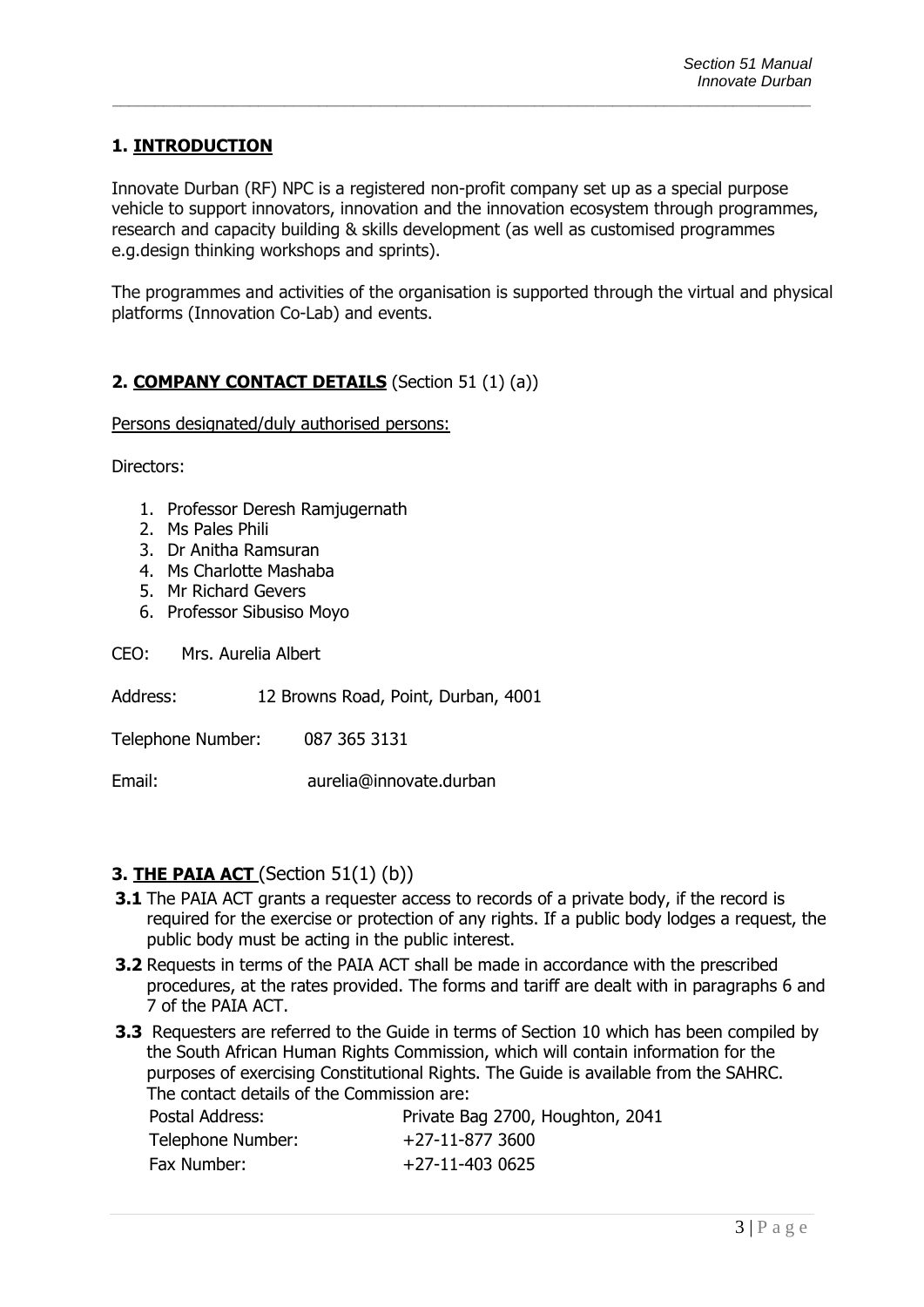## 1. INTRODUCTION

Innovate Durban (RF) NPC is a registered non-profit company set up as a special purpose vehicle to support innovators, innovation and the innovation ecosystem through programmes, research and capacity building & skills development (as well as customised programmes e.g.design thinking workshops and sprints).

The programmes and activities of the organisation is supported through the virtual and physical platforms (Innovation Co-Lab) and events.

## 2. COMPANY CONTACT DETAILS (Section 51 (1) (a))

Persons designated/duly authorised persons:

Directors:

1. Professor Deresh Ramjugernath
2. Ms Pales Phili
3. Dr Anitha Ramsuran
4. Ms Charlotte Mashaba
5. Mr Richard Gevers
6. Professor Sibusiso Moyo

CEO: Mrs. Aurelia Albert

Address: 12 Browns Road, Point, Durban, 4001

Telephone Number: 087 365 3131

Email: aurelia@innovate.durban

## 3. THE PAIA ACT (Section 51(1) (b))

**3.1** The PAIA ACT grants a requester access to records of a private body, if the record is required for the exercise or protection of any rights. If a public body lodges a request, the public body must be acting in the public interest.

**3.2** Requests in terms of the PAIA ACT shall be made in accordance with the prescribed procedures, at the rates provided. The forms and tariff are dealt with in paragraphs 6 and 7 of the PAIA ACT.

**3.3** Requesters are referred to the Guide in terms of Section 10 which has been compiled by the South African Human Rights Commission, which will contain information for the purposes of exercising Constitutional Rights. The Guide is available from the SAHRC. The contact details of the Commission are:

Postal Address: Private Bag 2700, Houghton, 2041
Telephone Number: +27-11-877 3600
Fax Number: +27-11-403 0625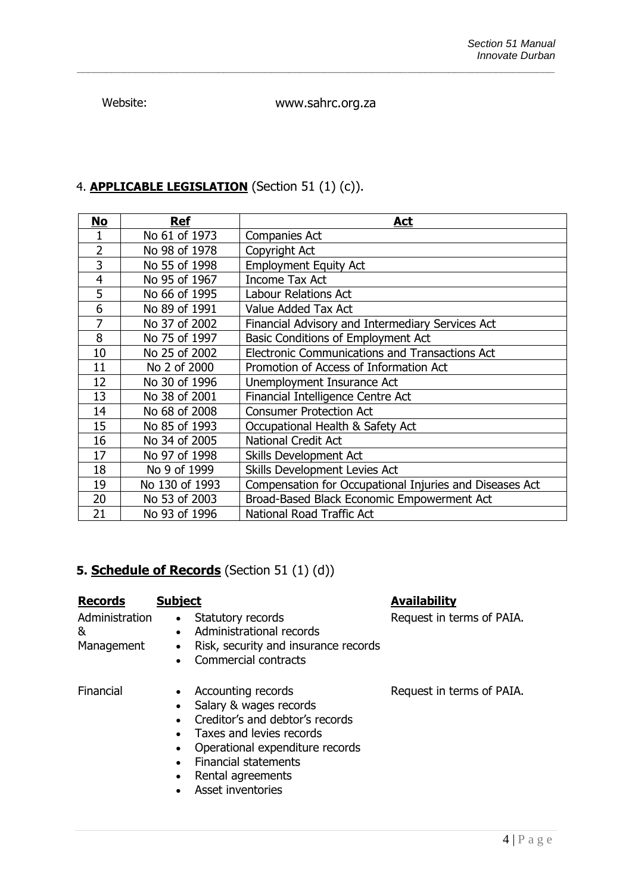Website: www.sahrc.org.za

## 4. **APPLICABLE LEGISLATION** (Section 51 (1) (c)).

| **No** | **Ref** | **Act** |
|---|---|---|
| 1 | No 61 of 1973 | Companies Act |
| 2 | No 98 of 1978 | Copyright Act |
| 3 | No 55 of 1998 | Employment Equity Act |
| 4 | No 95 of 1967 | Income Tax Act |
| 5 | No 66 of 1995 | Labour Relations Act |
| 6 | No 89 of 1991 | Value Added Tax Act |
| 7 | No 37 of 2002 | Financial Advisory and Intermediary Services Act |
| 8 | No 75 of 1997 | Basic Conditions of Employment Act |
| 10 | No 25 of 2002 | Electronic Communications and Transactions Act |
| 11 | No 2 of 2000 | Promotion of Access of Information Act |
| 12 | No 30 of 1996 | Unemployment Insurance Act |
| 13 | No 38 of 2001 | Financial Intelligence Centre Act |
| 14 | No 68 of 2008 | Consumer Protection Act |
| 15 | No 85 of 1993 | Occupational Health & Safety Act |
| 16 | No 34 of 2005 | National Credit Act |
| 17 | No 97 of 1998 | Skills Development Act |
| 18 | No 9 of 1999 | Skills Development Levies Act |
| 19 | No 130 of 1993 | Compensation for Occupational Injuries and Diseases Act |
| 20 | No 53 of 2003 | Broad-Based Black Economic Empowerment Act |
| 21 | No 93 of 1996 | National Road Traffic Act |

## 5. **Schedule of Records** (Section 51 (1) (d))

| **Records** | **Subject** | **Availability** |
|---|---|---|
| Administration & Management | • Statutory records<br>• Administrational records<br>• Risk, security and insurance records<br>• Commercial contracts | Request in terms of PAIA. |
| Financial | • Accounting records<br>• Salary & wages records<br>• Creditor's and debtor's records<br>• Taxes and levies records<br>• Operational expenditure records<br>• Financial statements<br>• Rental agreements<br>• Asset inventories | Request in terms of PAIA. |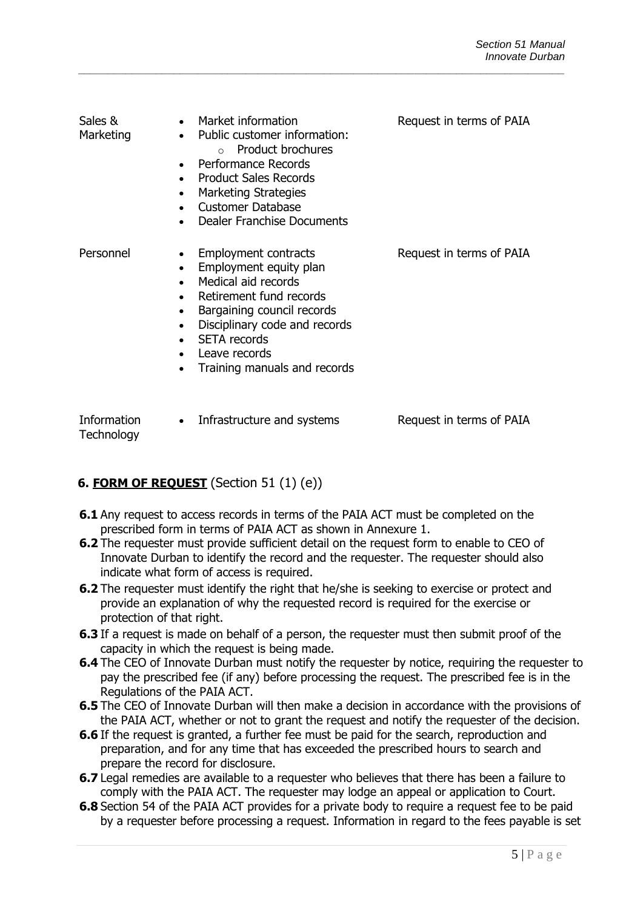| Sales & Marketing | • Market information<br>• Public customer information:<br>  ○ Product brochures<br>• Performance Records<br>• Product Sales Records<br>• Marketing Strategies<br>• Customer Database<br>• Dealer Franchise Documents | Request in terms of PAIA |
|---|---|---|
| Personnel | • Employment contracts<br>• Employment equity plan<br>• Medical aid records<br>• Retirement fund records<br>• Bargaining council records<br>• Disciplinary code and records<br>• SETA records<br>• Leave records<br>• Training manuals and records | Request in terms of PAIA |
| Information Technology | • Infrastructure and systems | Request in terms of PAIA |

## 6. FORM OF REQUEST (Section 51 (1) (e))

**6.1** Any request to access records in terms of the PAIA ACT must be completed on the prescribed form in terms of PAIA ACT as shown in Annexure 1.

**6.2** The requester must provide sufficient detail on the request form to enable to CEO of Innovate Durban to identify the record and the requester. The requester should also indicate what form of access is required.

**6.2** The requester must identify the right that he/she is seeking to exercise or protect and provide an explanation of why the requested record is required for the exercise or protection of that right.

**6.3** If a request is made on behalf of a person, the requester must then submit proof of the capacity in which the request is being made.

**6.4** The CEO of Innovate Durban must notify the requester by notice, requiring the requester to pay the prescribed fee (if any) before processing the request. The prescribed fee is in the Regulations of the PAIA ACT.

**6.5** The CEO of Innovate Durban will then make a decision in accordance with the provisions of the PAIA ACT, whether or not to grant the request and notify the requester of the decision.

**6.6** If the request is granted, a further fee must be paid for the search, reproduction and preparation, and for any time that has exceeded the prescribed hours to search and prepare the record for disclosure.

**6.7** Legal remedies are available to a requester who believes that there has been a failure to comply with the PAIA ACT. The requester may lodge an appeal or application to Court.

**6.8** Section 54 of the PAIA ACT provides for a private body to require a request fee to be paid by a requester before processing a request. Information in regard to the fees payable is set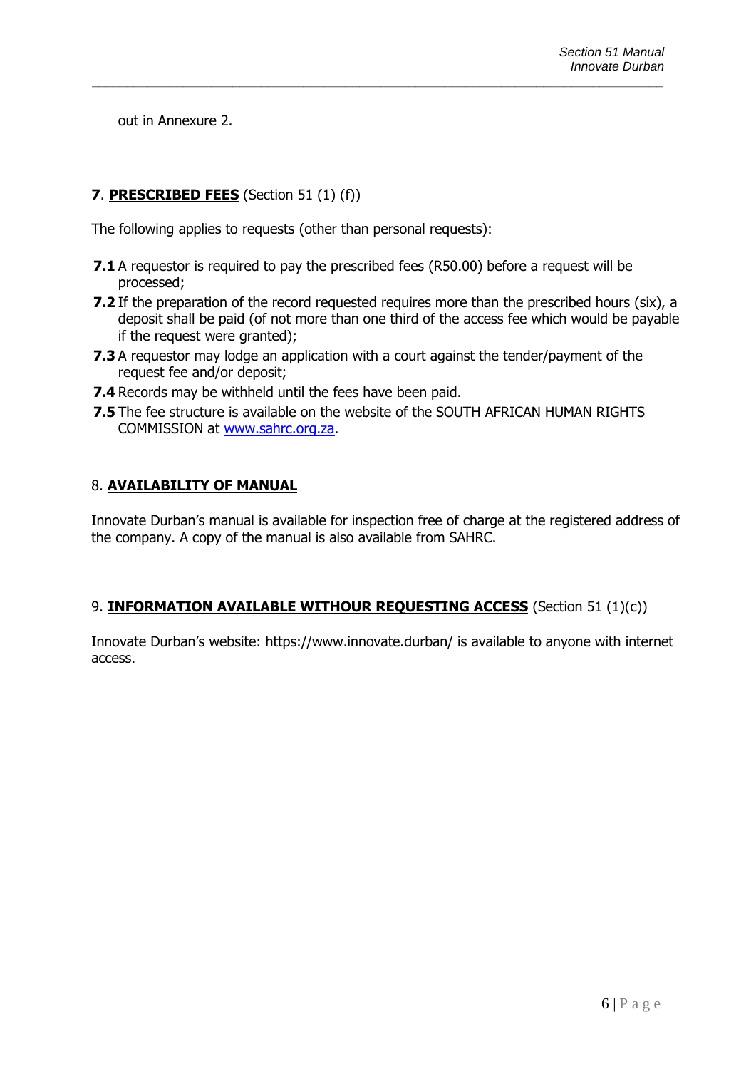out in Annexure 2.

## **7**. **PRESCRIBED FEES** (Section 51 (1) (f))

The following applies to requests (other than personal requests):

**7.1** A requestor is required to pay the prescribed fees (R50.00) before a request will be processed;

**7.2** If the preparation of the record requested requires more than the prescribed hours (six), a deposit shall be paid (of not more than one third of the access fee which would be payable if the request were granted);

**7.3** A requestor may lodge an application with a court against the tender/payment of the request fee and/or deposit;

**7.4** Records may be withheld until the fees have been paid.

**7.5** The fee structure is available on the website of the SOUTH AFRICAN HUMAN RIGHTS COMMISSION at [www.sahrc.org.za](http://www.sahrc.org.za).

## 8. **AVAILABILITY OF MANUAL**

Innovate Durban's manual is available for inspection free of charge at the registered address of the company. A copy of the manual is also available from SAHRC.

## 9. **INFORMATION AVAILABLE WITHOUR REQUESTING ACCESS** (Section 51 (1)(c))

Innovate Durban's website: https://www.innovate.durban/ is available to anyone with internet access.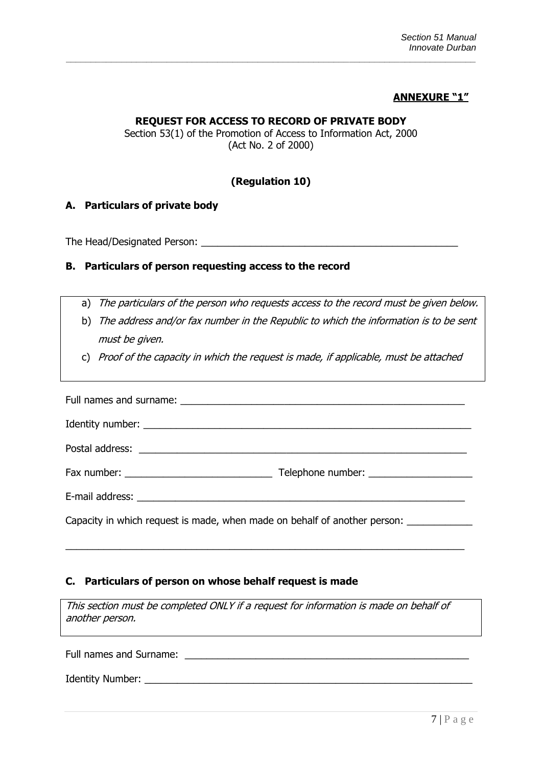**ANNEXURE "1"**

**REQUEST FOR ACCESS TO RECORD OF PRIVATE BODY**

Section 53(1) of the Promotion of Access to Information Act, 2000
(Act No. 2 of 2000)

**(Regulation 10)**

## A. Particulars of private body

The Head/Designated Person: ________________________________________________

## B. Particulars of person requesting access to the record

a) *The particulars of the person who requests access to the record must be given below.*
b) *The address and/or fax number in the Republic to which the information is to be sent must be given.*
c) *Proof of the capacity in which the request is made, if applicable, must be attached*

Full names and surname: ________________________________________________

Identity number: ________________________________________________

Postal address: ________________________________________________

Fax number: ___________________________ Telephone number: ___________________

E-mail address: ________________________________________________

Capacity in which request is made, when made on behalf of another person: ____________

________________________________________________________________________

## C. Particulars of person on whose behalf request is made

*This section must be completed ONLY if a request for information is made on behalf of another person.*

Full names and Surname: ________________________________________________

Identity Number: ________________________________________________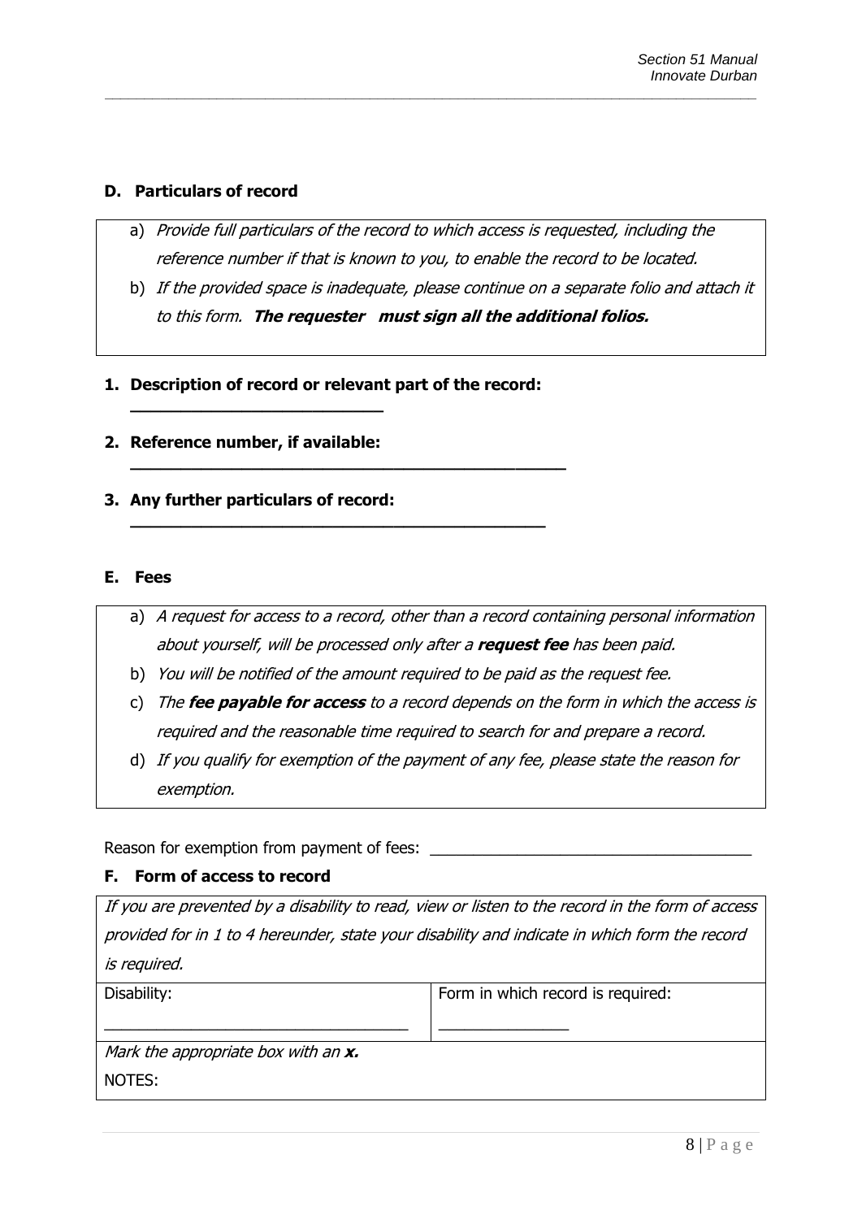### D. Particulars of record

a) *Provide full particulars of the record to which access is requested, including the reference number if that is known to you, to enable the record to be located.*

b) *If the provided space is inadequate, please continue on a separate folio and attach it to this form.* ***The requester must sign all the additional folios.***

1. **Description of record or relevant part of the record:** \_\_\_\_\_\_\_\_\_\_\_\_\_\_\_\_\_\_\_\_\_\_\_\_\_\_\_\_

2. **Reference number, if available:** \_\_\_\_\_\_\_\_\_\_\_\_\_\_\_\_\_\_\_\_\_\_\_\_\_\_\_\_\_\_\_\_\_\_\_\_\_\_\_\_\_\_\_\_\_\_\_\_

3. **Any further particulars of record:** \_\_\_\_\_\_\_\_\_\_\_\_\_\_\_\_\_\_\_\_\_\_\_\_\_\_\_\_\_\_\_\_\_\_\_\_\_\_\_\_\_\_\_\_\_\_

### E. Fees

a) *A request for access to a record, other than a record containing personal information about yourself, will be processed only after a* ***request fee*** *has been paid.*

b) *You will be notified of the amount required to be paid as the request fee.*

c) *The* ***fee payable for access*** *to a record depends on the form in which the access is required and the reasonable time required to search for and prepare a record.*

d) *If you qualify for exemption of the payment of any fee, please state the reason for exemption.*

Reason for exemption from payment of fees: \_\_\_\_\_\_\_\_\_\_\_\_\_\_\_\_\_\_\_\_\_\_\_\_\_\_\_\_\_\_\_\_\_\_\_\_\_\_

### F. Form of access to record

| *If you are prevented by a disability to read, view or listen to the record in the form of access provided for in 1 to 4 hereunder, state your disability and indicate in which form the record is required.* | |
|---|---|
| Disability: \_\_\_\_\_\_\_\_\_\_\_\_\_\_\_\_\_\_\_\_\_\_\_\_\_\_\_\_\_\_\_\_\_\_\_\_ | Form in which record is required: \_\_\_\_\_\_\_\_\_\_\_\_\_\_\_\_ |
| *Mark the appropriate box with an* ***x.*** | |
| NOTES: | |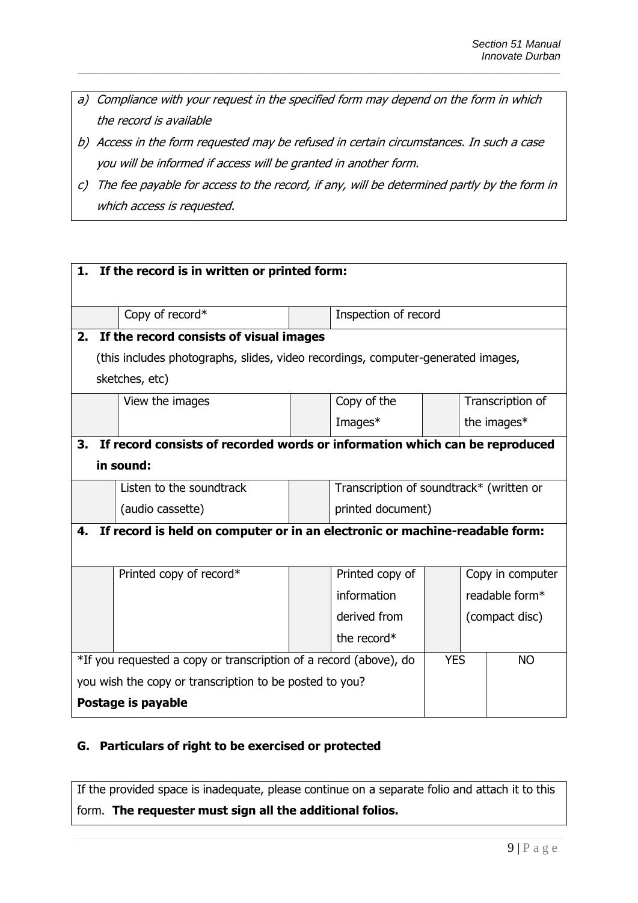*a) Compliance with your request in the specified form may depend on the form in which the record is available*

*b) Access in the form requested may be refused in certain circumstances. In such a case you will be informed if access will be granted in another form.*

*c) The fee payable for access to the record, if any, will be determined partly by the form in which access is requested.*

| **1. If the record is in written or printed form:** | | | | | |
|---|---|---|---|---|---|
| | Copy of record* | | Inspection of record | | |
| **2. If the record consists of visual images** (this includes photographs, slides, video recordings, computer-generated images, sketches, etc) | | | | | |
| | View the images | | Copy of the Images* | | Transcription of the images* |
| **3. If record consists of recorded words or information which can be reproduced in sound:** | | | | | |
| | Listen to the soundtrack (audio cassette) | | Transcription of soundtrack* (written or printed document) | | |
| **4. If record is held on computer or in an electronic or machine-readable form:** | | | | | |
| | Printed copy of record* | | Printed copy of information derived from the record* | | Copy in computer readable form* (compact disc) |

| *If you requested a copy or transcription of a record (above), do you wish the copy or transcription to be posted to you? **Postage is payable** | YES | NO |
|---|---|---|
| | | |

## G. Particulars of right to be exercised or protected

If the provided space is inadequate, please continue on a separate folio and attach it to this form. **The requester must sign all the additional folios.**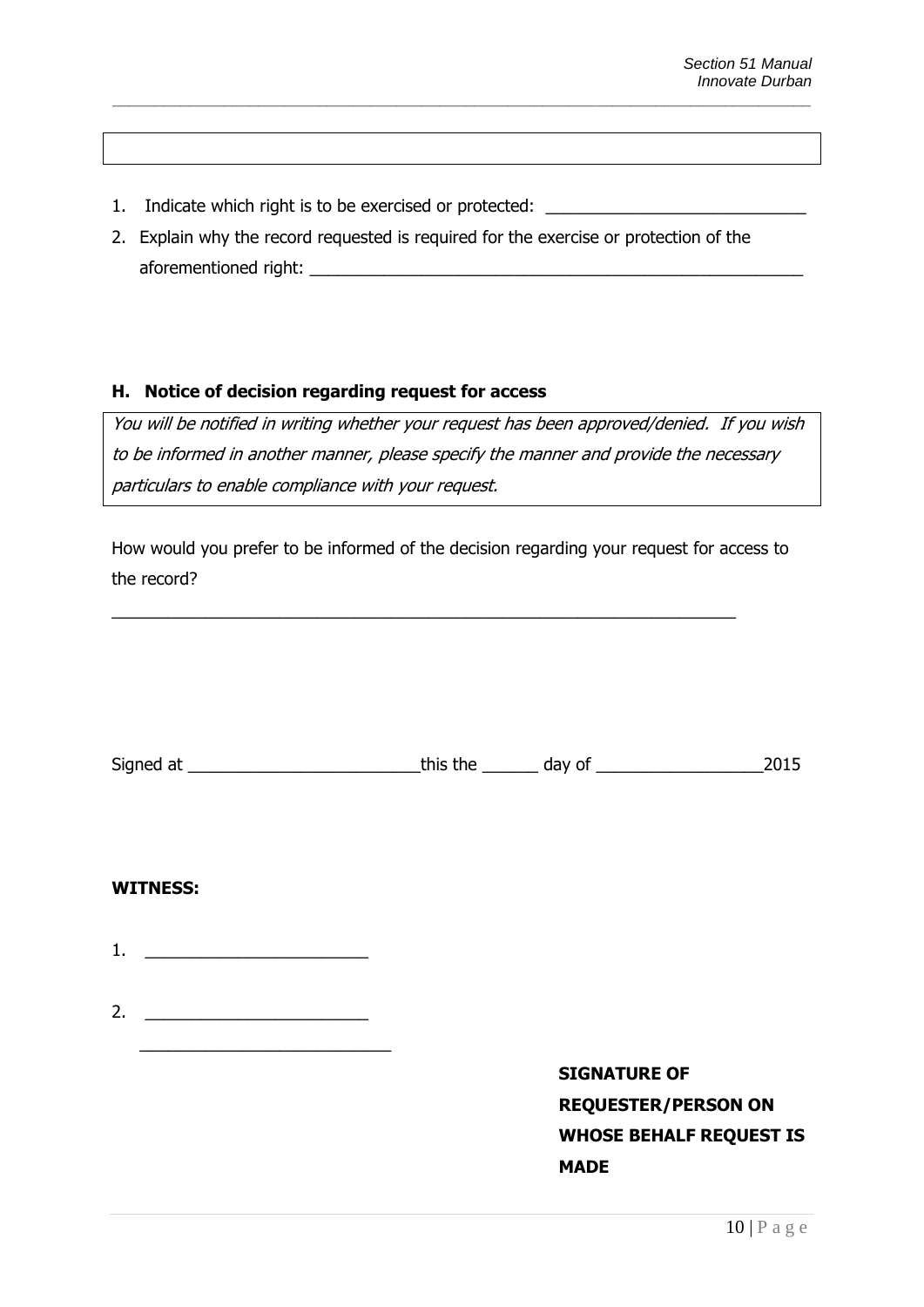1. Indicate which right is to be exercised or protected: ____________________________
2. Explain why the record requested is required for the exercise or protection of the aforementioned right: ______________________________________________________

## H. Notice of decision regarding request for access

*You will be notified in writing whether your request has been approved/denied. If you wish to be informed in another manner, please specify the manner and provide the necessary particulars to enable compliance with your request.*

How would you prefer to be informed of the decision regarding your request for access to the record?

____________________________________________________________________

Signed at __________________________this the ______ day of __________________2015

**WITNESS:**

1. ________________________

2. ________________________

___________________________

**SIGNATURE OF REQUESTER/PERSON ON WHOSE BEHALF REQUEST IS MADE**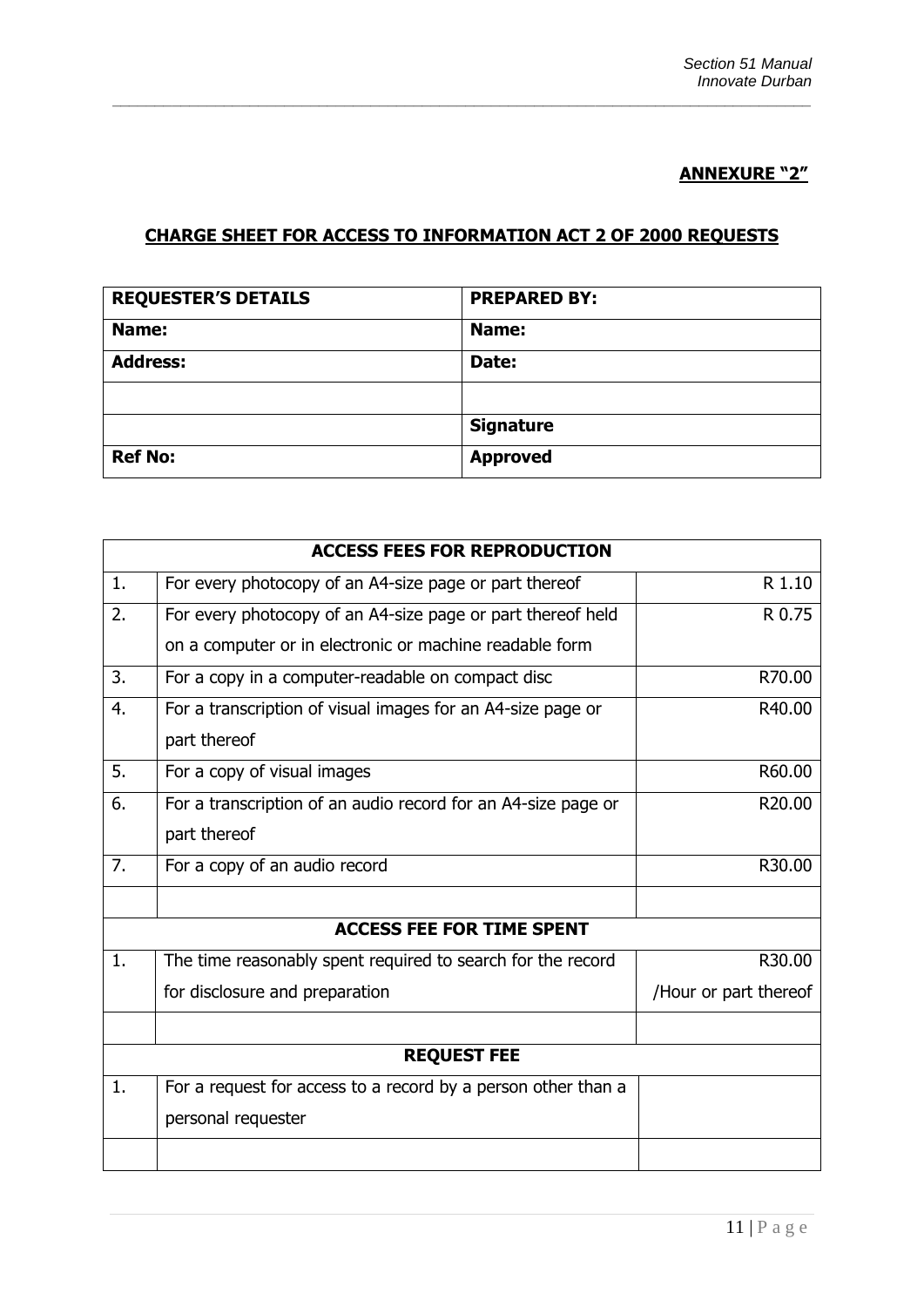**ANNEXURE "2"**

**CHARGE SHEET FOR ACCESS TO INFORMATION ACT 2 OF 2000 REQUESTS**

| **REQUESTER'S DETAILS** | **PREPARED BY:** |
|---|---|
| **Name:** | **Name:** |
| **Address:** | **Date:** |
| | |
| | **Signature** |
| **Ref No:** | **Approved** |

| **ACCESS FEES FOR REPRODUCTION** | | |
|---|---|---|
| 1. | For every photocopy of an A4-size page or part thereof | R 1.10 |
| 2. | For every photocopy of an A4-size page or part thereof held on a computer or in electronic or machine readable form | R 0.75 |
| 3. | For a copy in a computer-readable on compact disc | R70.00 |
| 4. | For a transcription of visual images for an A4-size page or part thereof | R40.00 |
| 5. | For a copy of visual images | R60.00 |
| 6. | For a transcription of an audio record for an A4-size page or part thereof | R20.00 |
| 7. | For a copy of an audio record | R30.00 |
| | | |
| **ACCESS FEE FOR TIME SPENT** | | |
| 1. | The time reasonably spent required to search for the record for disclosure and preparation | R30.00 /Hour or part thereof |
| | | |
| **REQUEST FEE** | | |
| 1. | For a request for access to a record by a person other than a personal requester | |
| | | |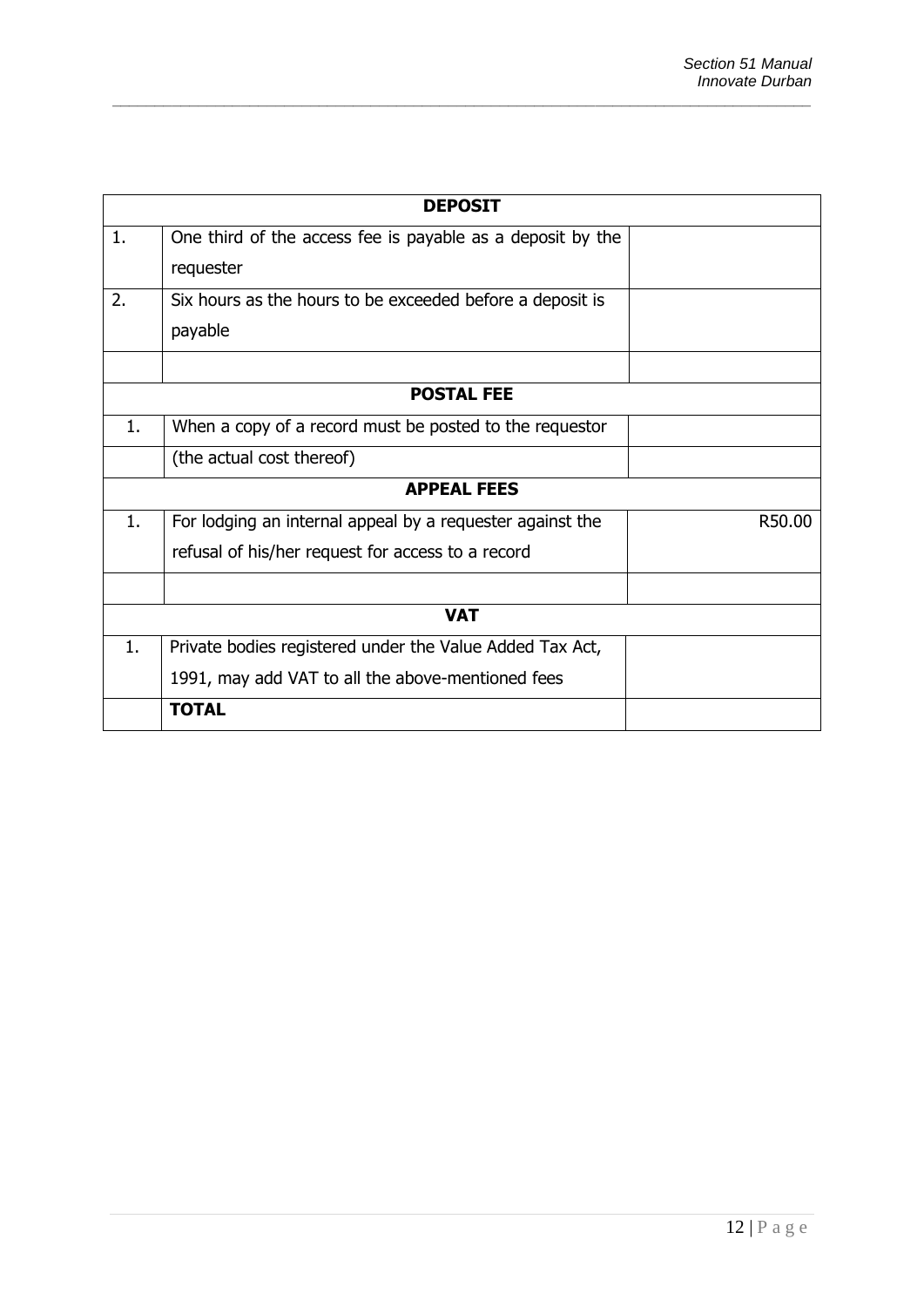| | | |
|---|---|---|
| **DEPOSIT** | | |
| 1. | One third of the access fee is payable as a deposit by the requester | |
| 2. | Six hours as the hours to be exceeded before a deposit is payable | |
| | | |
| **POSTAL FEE** | | |
| 1. | When a copy of a record must be posted to the requestor | |
| | (the actual cost thereof) | |
| **APPEAL FEES** | | |
| 1. | For lodging an internal appeal by a requester against the refusal of his/her request for access to a record | R50.00 |
| | | |
| **VAT** | | |
| 1. | Private bodies registered under the Value Added Tax Act, 1991, may add VAT to all the above-mentioned fees | |
| | **TOTAL** | |